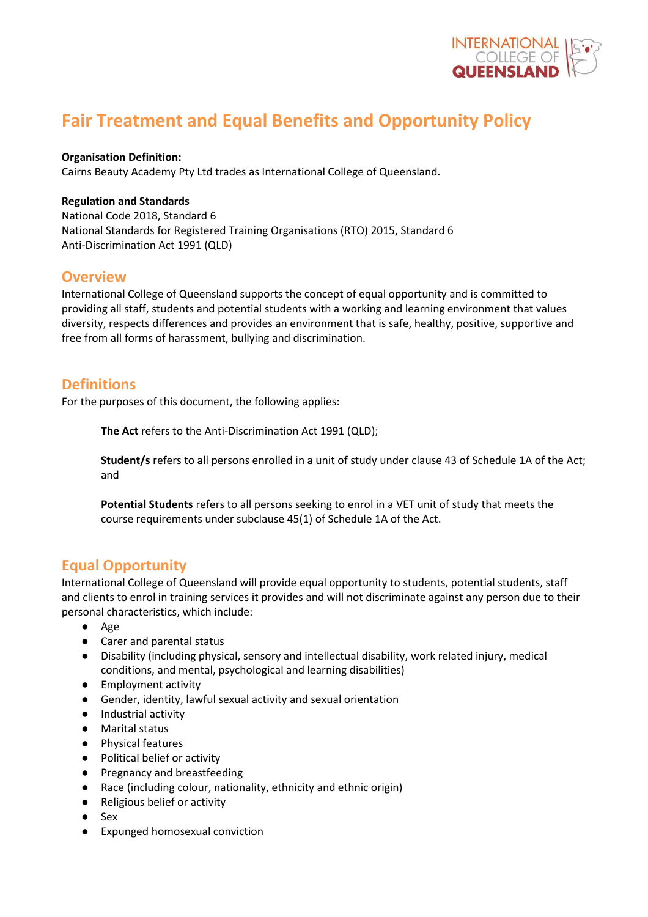# Fair Treatment and Equal Benefits and Opportunity Policy

**Organisation Definition:**
Cairns Beauty Academy Pty Ltd trades as International College of Queensland.

**Regulation and Standards**
National Code 2018, Standard 6
National Standards for Registered Training Organisations (RTO) 2015, Standard 6
Anti-Discrimination Act 1991 (QLD)

## Overview

International College of Queensland supports the concept of equal opportunity and is committed to providing all staff, students and potential students with a working and learning environment that values diversity, respects differences and provides an environment that is safe, healthy, positive, supportive and free from all forms of harassment, bullying and discrimination.

## Definitions

For the purposes of this document, the following applies:

> **The Act** refers to the Anti-Discrimination Act 1991 (QLD);
>
> **Student/s** refers to all persons enrolled in a unit of study under clause 43 of Schedule 1A of the Act; and
>
> **Potential Students** refers to all persons seeking to enrol in a VET unit of study that meets the course requirements under subclause 45(1) of Schedule 1A of the Act.

## Equal Opportunity

International College of Queensland will provide equal opportunity to students, potential students, staff and clients to enrol in training services it provides and will not discriminate against any person due to their personal characteristics, which include:

- Age
- Carer and parental status
- Disability (including physical, sensory and intellectual disability, work related injury, medical conditions, and mental, psychological and learning disabilities)
- Employment activity
- Gender, identity, lawful sexual activity and sexual orientation
- Industrial activity
- Marital status
- Physical features
- Political belief or activity
- Pregnancy and breastfeeding
- Race (including colour, nationality, ethnicity and ethnic origin)
- Religious belief or activity
- Sex
- Expunged homosexual conviction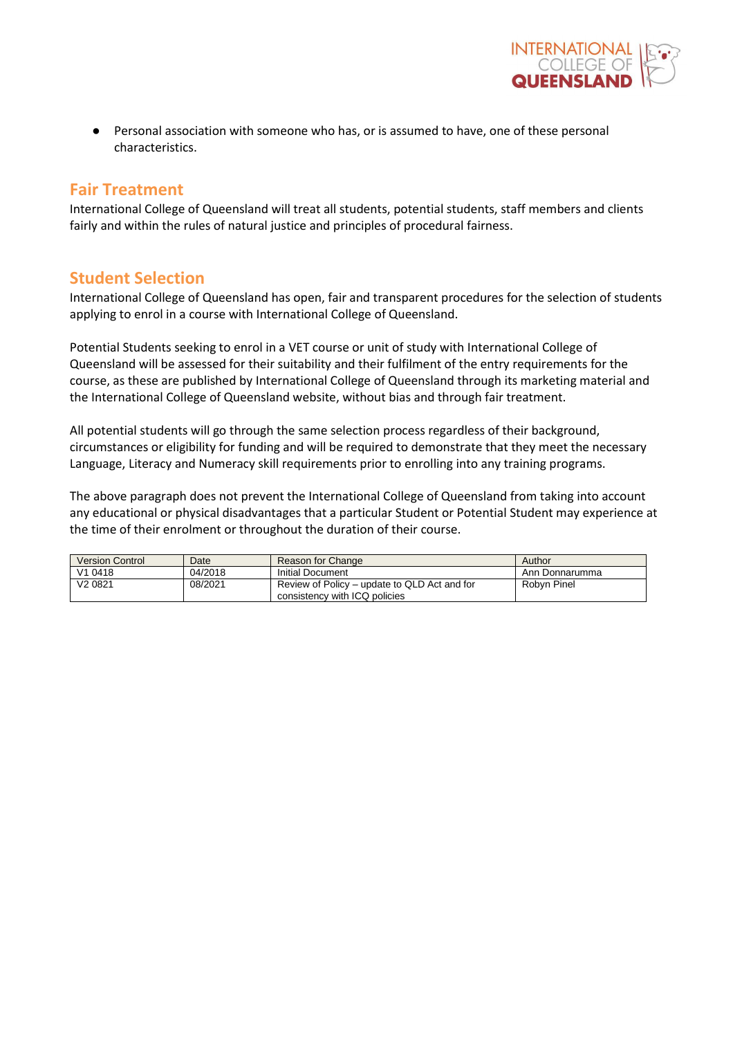- Personal association with someone who has, or is assumed to have, one of these personal characteristics.

## Fair Treatment

International College of Queensland will treat all students, potential students, staff members and clients fairly and within the rules of natural justice and principles of procedural fairness.

## Student Selection

International College of Queensland has open, fair and transparent procedures for the selection of students applying to enrol in a course with International College of Queensland.

Potential Students seeking to enrol in a VET course or unit of study with International College of Queensland will be assessed for their suitability and their fulfilment of the entry requirements for the course, as these are published by International College of Queensland through its marketing material and the International College of Queensland website, without bias and through fair treatment.

All potential students will go through the same selection process regardless of their background, circumstances or eligibility for funding and will be required to demonstrate that they meet the necessary Language, Literacy and Numeracy skill requirements prior to enrolling into any training programs.

The above paragraph does not prevent the International College of Queensland from taking into account any educational or physical disadvantages that a particular Student or Potential Student may experience at the time of their enrolment or throughout the duration of their course.

| Version Control | Date | Reason for Change | Author |
|---|---|---|---|
| V1 0418 | 04/2018 | Initial Document | Ann Donnarumma |
| V2 0821 | 08/2021 | Review of Policy – update to QLD Act and for consistency with ICQ policies | Robyn Pinel |